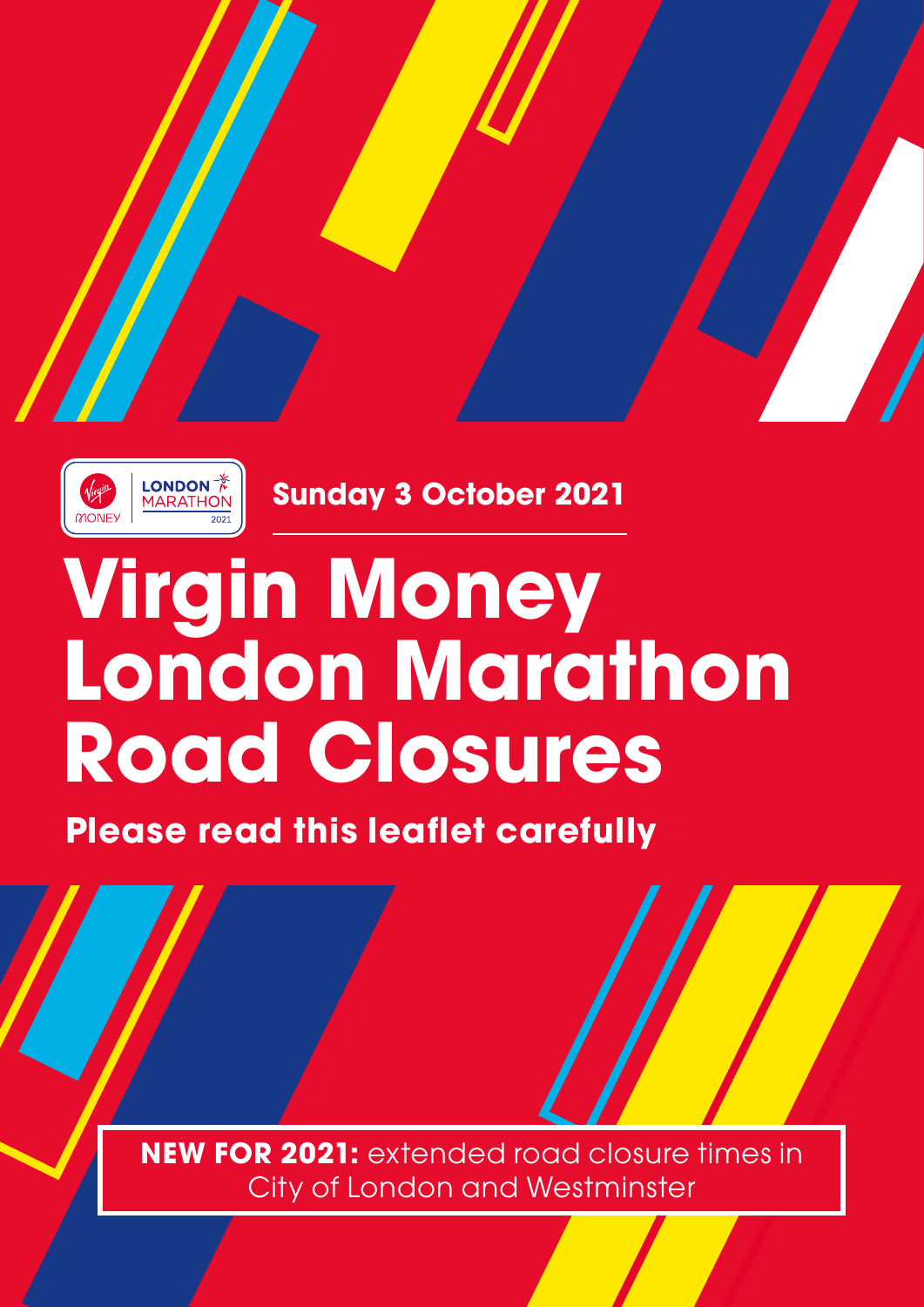LONDON MARATHON 2021

Sunday 3 October 2021

# Virgin Money London Marathon Road Closures

**Please read this leaflet carefully**

**NEW FOR 2021:** extended road closure times in City of London and Westminster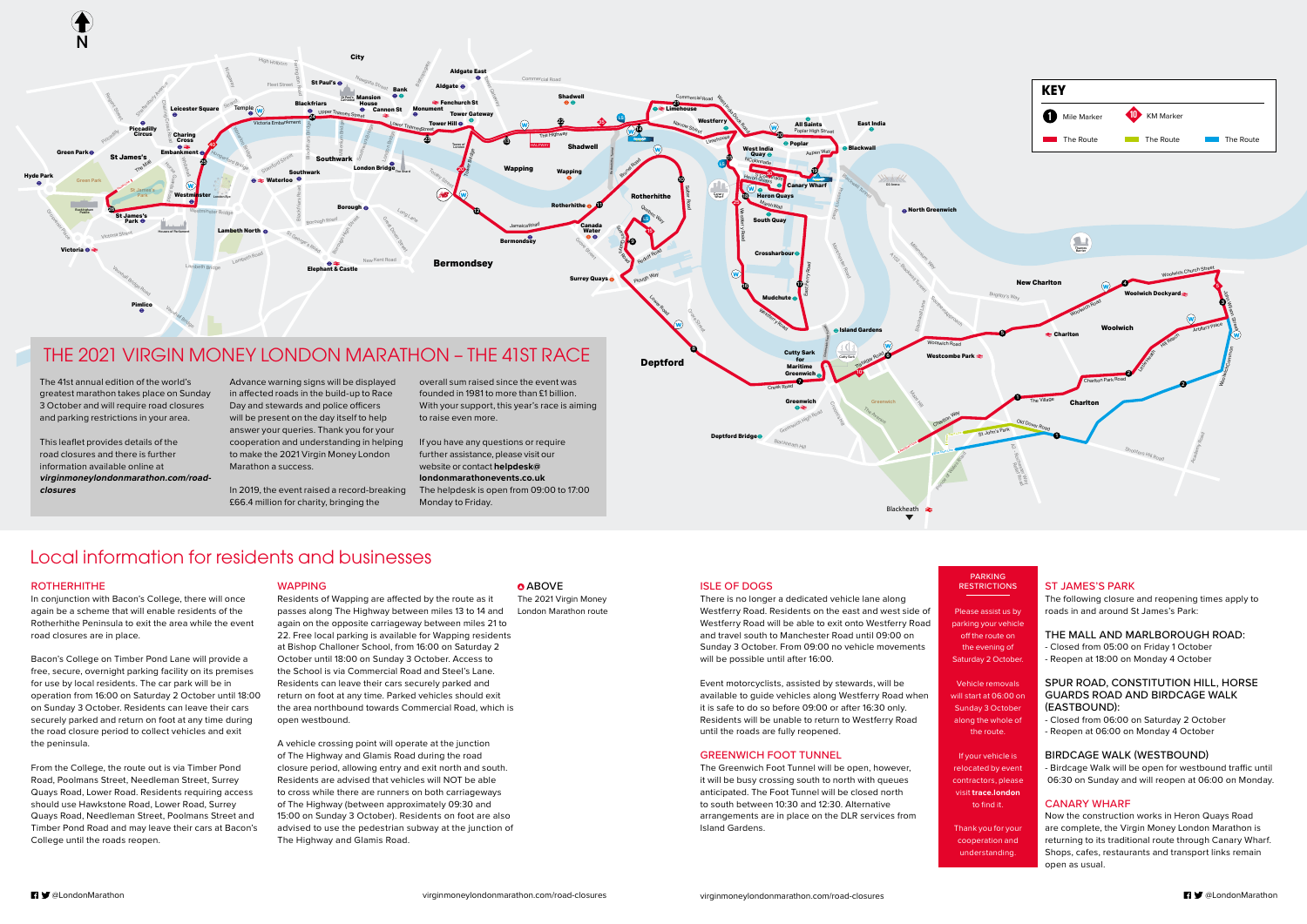# THE 2021 VIRGIN MONEY LONDON MARATHON – THE 41ST RACE

The 41st annual edition of the world's greatest marathon takes place on Sunday 3 October and will require road closures and parking restrictions in your area.

This leaflet provides details of the road closures and there is further information available online at *virginmoneylondonmarathon.com/road-closures*

Advance warning signs will be displayed in affected roads in the build-up to Race Day and stewards and police officers will be present on the day itself to help answer your queries. Thank you for your cooperation and understanding in helping to make the 2021 Virgin Money London Marathon a success.

In 2019, the event raised a record-breaking £66.4 million for charity, bringing the overall sum raised since the event was founded in 1981 to more than £1 billion. With your support, this year's race is aiming to raise even more.

If you have any questions or require further assistance, please visit our website or contact **helpdesk@londonmarathonevents.co.uk**
The helpdesk is open from 09:00 to 17:00 Monday to Friday.

**KEY**

- Mile Marker
- KM Marker
- The Route

## Local information for residents and businesses

### ROTHERHITHE

In conjunction with Bacon's College, there will once again be a scheme that will enable residents of the Rotherhithe Peninsula to exit the area while the event road closures are in place.

Bacon's College on Timber Pond Lane will provide a free, secure, overnight parking facility on its premises for use by local residents. The car park will be in operation from 16:00 on Saturday 2 October until 18:00 on Sunday 3 October. Residents can leave their cars securely parked and return on foot at any time during the road closure period to collect vehicles and exit the peninsula.

From the College, the route out is via Timber Pond Road, Poolmans Street, Needleman Street, Surrey Quays Road, Lower Road. Residents requiring access should use Hawkstone Road, Lower Road, Surrey Quays Road, Needleman Street, Poolmans Street and Timber Pond Road and may leave their cars at Bacon's College until the roads reopen.

### WAPPING

Residents of Wapping are affected by the route as it passes along The Highway between miles 13 to 14 and again on the opposite carriageway between miles 21 to 22. Free local parking is available for Wapping residents at Bishop Challoner School, from 16:00 on Saturday 2 October until 18:00 on Sunday 3 October. Access to the School is via Commercial Road and Steel's Lane. Residents can leave their cars securely parked and return on foot at any time. Parked vehicles should exit the area northbound towards Commercial Road, which is open westbound.

A vehicle crossing point will operate at the junction of The Highway and Glamis Road during the road closure period, allowing entry and exit north and south. Residents are advised that vehicles will NOT be able to cross while there are runners on both carriageways of The Highway (between approximately 09:30 and 15:00 on Sunday 3 October). Residents on foot are also advised to use the pedestrian subway at the junction of The Highway and Glamis Road.

**ABOVE**
The 2021 Virgin Money London Marathon route

### ISLE OF DOGS

There is no longer a dedicated vehicle lane along Westferry Road. Residents on the east and west side of Westferry Road will be able to exit onto Westferry Road and travel south to Manchester Road until 09:00 on Sunday 3 October. From 09:00 no vehicle movements will be possible until after 16:00.

Event motorcyclists, assisted by stewards, will be available to guide vehicles along Westferry Road when it is safe to do so before 09:00 or after 16:30 only. Residents will be unable to return to Westferry Road until the roads are fully reopened.

### GREENWICH FOOT TUNNEL

The Greenwich Foot Tunnel will be open, however, it will be busy crossing south to north with queues anticipated. The Foot Tunnel will be closed north to south between 10:30 and 12:30. Alternative arrangements are in place on the DLR services from Island Gardens.

### PARKING RESTRICTIONS

Please assist us by parking your vehicle off the route on the evening of Saturday 2 October.

Vehicle removals will start at 06:00 on Sunday 3 October along the whole of the route.

If your vehicle is relocated by event contractors, please visit **trace.london** to find it.

Thank you for your cooperation and understanding.

### ST JAMES'S PARK

The following closure and reopening times apply to roads in and around St James's Park:

#### THE MALL AND MARLBOROUGH ROAD:

- Closed from 05:00 on Friday 1 October
- Reopen at 18:00 on Monday 4 October

#### SPUR ROAD, CONSTITUTION HILL, HORSE GUARDS ROAD AND BIRDCAGE WALK (EASTBOUND):

- Closed from 06:00 on Saturday 2 October
- Reopen at 06:00 on Monday 4 October

#### BIRDCAGE WALK (WESTBOUND)

- Birdcage Walk will be open for westbound traffic until 06:30 on Sunday and will reopen at 06:00 on Monday.

### CANARY WHARF

Now the construction works in Heron Quays Road are complete, the Virgin Money London Marathon is returning to its traditional route through Canary Wharf. Shops, cafes, restaurants and transport links remain open as usual.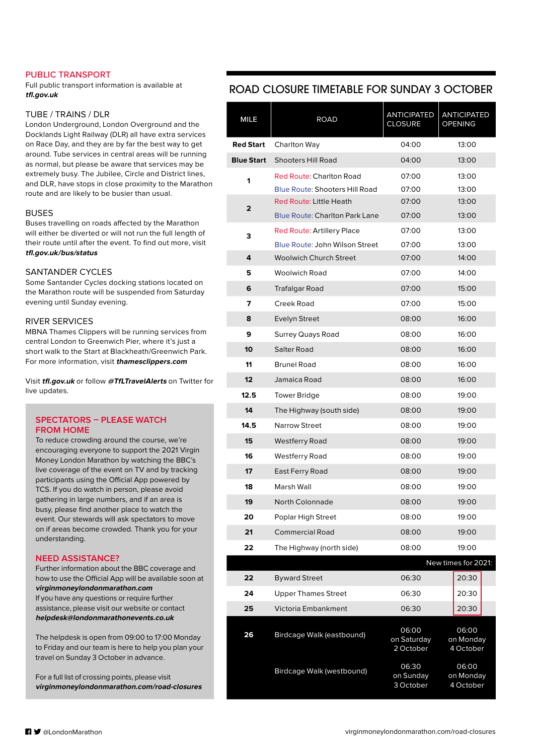## PUBLIC TRANSPORT

Full public transport information is available at ***tfl.gov.uk***

### TUBE / TRAINS / DLR

London Underground, London Overground and the Docklands Light Railway (DLR) all have extra services on Race Day, and they are by far the best way to get around. Tube services in central areas will be running as normal, but please be aware that services may be extremely busy. The Jubilee, Circle and District lines, and DLR, have stops in close proximity to the Marathon route and are likely to be busier than usual.

### BUSES

Buses travelling on roads affected by the Marathon will either be diverted or will not run the full length of their route until after the event. To find out more, visit ***tfl.gov.uk/bus/status***

### SANTANDER CYCLES

Some Santander Cycles docking stations located on the Marathon route will be suspended from Saturday evening until Sunday evening.

### RIVER SERVICES

MBNA Thames Clippers will be running services from central London to Greenwich Pier, where it's just a short walk to the Start at Blackheath/Greenwich Park. For more information, visit ***thamesclippers.com***

Visit ***tfl.gov.uk*** or follow ***@TfLTravelAlerts*** on Twitter for live updates.

### SPECTATORS – PLEASE WATCH FROM HOME

To reduce crowding around the course, we're encouraging everyone to support the 2021 Virgin Money London Marathon by watching the BBC's live coverage of the event on TV and by tracking participants using the Official App powered by TCS. If you do watch in person, please avoid gathering in large numbers, and if an area is busy, please find another place to watch the event. Our stewards will ask spectators to move on if areas become crowded. Thank you for your understanding.

### NEED ASSISTANCE?

Further information about the BBC coverage and how to use the Official App will be available soon at ***virginmoneylondonmarathon.com***

If you have any questions or require further assistance, please visit our website or contact ***helpdesk@londonmarathonevents.co.uk***

The helpdesk is open from 09:00 to 17:00 Monday to Friday and our team is here to help you plan your travel on Sunday 3 October in advance.

For a full list of crossing points, please visit ***virginmoneylondonmarathon.com/road-closures***

## ROAD CLOSURE TIMETABLE FOR SUNDAY 3 OCTOBER

| MILE | ROAD | ANTICIPATED CLOSURE | ANTICIPATED OPENING |
|---|---|---|---|
| **Red Start** | Charlton Way | 04:00 | 13:00 |
| **Blue Start** | Shooters Hill Road | 04:00 | 13:00 |
| **1** | Red Route: Charlton Road | 07:00 | 13:00 |
| | Blue Route: Shooters Hill Road | 07:00 | 13:00 |
| **2** | Red Route: Little Heath | 07:00 | 13:00 |
| | Blue Route: Charlton Park Lane | 07:00 | 13:00 |
| **3** | Red Route: Artillery Place | 07:00 | 13:00 |
| | Blue Route: John Wilson Street | 07:00 | 13:00 |
| **4** | Woolwich Church Street | 07:00 | 14:00 |
| **5** | Woolwich Road | 07:00 | 14:00 |
| **6** | Trafalgar Road | 07:00 | 15:00 |
| **7** | Creek Road | 07:00 | 15:00 |
| **8** | Evelyn Street | 08:00 | 16:00 |
| **9** | Surrey Quays Road | 08:00 | 16:00 |
| **10** | Salter Road | 08:00 | 16:00 |
| **11** | Brunel Road | 08:00 | 16:00 |
| **12** | Jamaica Road | 08:00 | 16:00 |
| **12.5** | Tower Bridge | 08:00 | 19:00 |
| **14** | The Highway (south side) | 08:00 | 19:00 |
| **14.5** | Narrow Street | 08:00 | 19:00 |
| **15** | Westferry Road | 08:00 | 19:00 |
| **16** | Westferry Road | 08:00 | 19:00 |
| **17** | East Ferry Road | 08:00 | 19:00 |
| **18** | Marsh Wall | 08:00 | 19:00 |
| **19** | North Colonnade | 08:00 | 19:00 |
| **20** | Poplar High Street | 08:00 | 19:00 |
| **21** | Commercial Road | 08:00 | 19:00 |
| **22** | The Highway (north side) | 08:00 | 19:00 |
| | | | New times for 2021: |
| **22** | Byward Street | 06:30 | 20:30 |
| **24** | Upper Thames Street | 06:30 | 20:30 |
| **25** | Victoria Embankment | 06:30 | 20:30 |
| **26** | Birdcage Walk (eastbound) | 06:00 on Saturday 2 October | 06:00 on Monday 4 October |
| | Birdcage Walk (westbound) | 06:30 on Sunday 3 October | 06:00 on Monday 4 October |